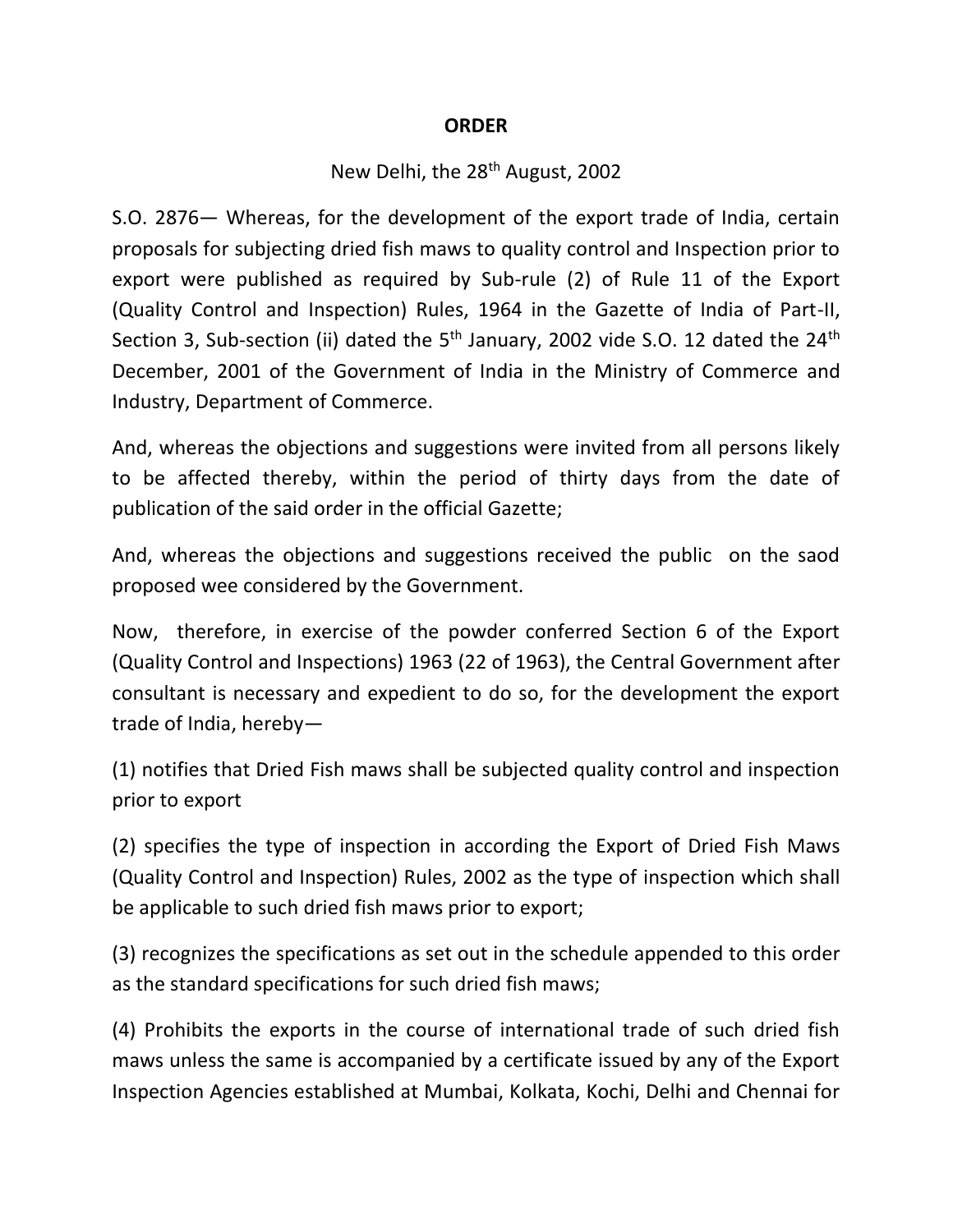# ORDER

New Delhi, the 28th August, 2002

S.O. 2876— Whereas, for the development of the export trade of India, certain proposals for subjecting dried fish maws to quality control and Inspection prior to export were published as required by Sub-rule (2) of Rule 11 of the Export (Quality Control and Inspection) Rules, 1964 in the Gazette of India of Part-II, Section 3, Sub-section (ii) dated the 5th January, 2002 vide S.O. 12 dated the 24th December, 2001 of the Government of India in the Ministry of Commerce and Industry, Department of Commerce.

And, whereas the objections and suggestions were invited from all persons likely to be affected thereby, within the period of thirty days from the date of publication of the said order in the official Gazette;

And, whereas the objections and suggestions received the public on the saod proposed wee considered by the Government.

Now, therefore, in exercise of the powder conferred Section 6 of the Export (Quality Control and Inspections) 1963 (22 of 1963), the Central Government after consultant is necessary and expedient to do so, for the development the export trade of India, hereby—

(1) notifies that Dried Fish maws shall be subjected quality control and inspection prior to export

(2) specifies the type of inspection in according the Export of Dried Fish Maws (Quality Control and Inspection) Rules, 2002 as the type of inspection which shall be applicable to such dried fish maws prior to export;

(3) recognizes the specifications as set out in the schedule appended to this order as the standard specifications for such dried fish maws;

(4) Prohibits the exports in the course of international trade of such dried fish maws unless the same is accompanied by a certificate issued by any of the Export Inspection Agencies established at Mumbai, Kolkata, Kochi, Delhi and Chennai for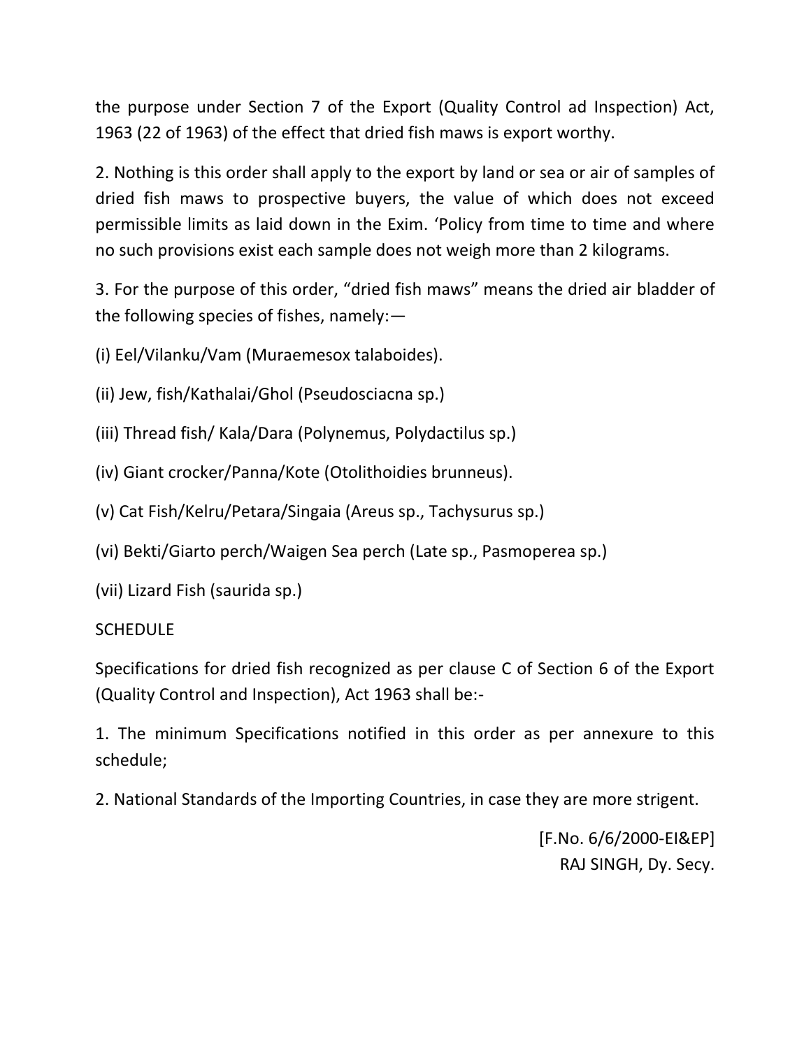the purpose under Section 7 of the Export (Quality Control ad Inspection) Act, 1963 (22 of 1963) of the effect that dried fish maws is export worthy.

2. Nothing is this order shall apply to the export by land or sea or air of samples of dried fish maws to prospective buyers, the value of which does not exceed permissible limits as laid down in the Exim. 'Policy from time to time and where no such provisions exist each sample does not weigh more than 2 kilograms.

3. For the purpose of this order, "dried fish maws" means the dried air bladder of the following species of fishes, namely:—

(i) Eel/Vilanku/Vam (Muraemesox talaboides).

(ii) Jew, fish/Kathalai/Ghol (Pseudosciacna sp.)

(iii) Thread fish/ Kala/Dara (Polynemus, Polydactilus sp.)

(iv) Giant crocker/Panna/Kote (Otolithoidies brunneus).

(v) Cat Fish/Kelru/Petara/Singaia (Areus sp., Tachysurus sp.)

(vi) Bekti/Giarto perch/Waigen Sea perch (Late sp., Pasmoperea sp.)

(vii) Lizard Fish (saurida sp.)

SCHEDULE

Specifications for dried fish recognized as per clause C of Section 6 of the Export (Quality Control and Inspection), Act 1963 shall be:-

1. The minimum Specifications notified in this order as per annexure to this schedule;

2. National Standards of the Importing Countries, in case they are more strigent.

[F.No. 6/6/2000-EI&EP]
RAJ SINGH, Dy. Secy.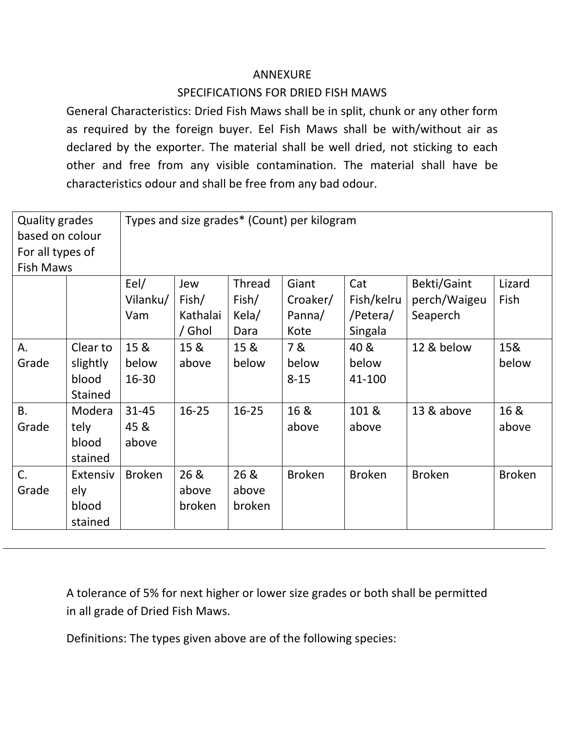ANNEXURE

SPECIFICATIONS FOR DRIED FISH MAWS

General Characteristics: Dried Fish Maws shall be in split, chunk or any other form as required by the foreign buyer. Eel Fish Maws shall be with/without air as declared by the exporter. The material shall be well dried, not sticking to each other and free from any visible contamination. The material shall have be characteristics odour and shall be free from any bad odour.

| Quality grades based on colour For all types of Fish Maws | | Types and size grades* (Count) per kilogram | | | | | | |
|---|---|---|---|---|---|---|---|---|
| | | Eel/ Vilanku/ Vam | Jew Fish/ Kathalai / Ghol | Thread Fish/ Kela/ Dara | Giant Croaker/ Panna/ Kote | Cat Fish/kelru /Petera/ Singala | Bekti/Gaint perch/Waigeu Seaperch | Lizard Fish |
| A. Grade | Clear to slightly blood Stained | 15 & below 16-30 | 15 & above | 15 & below | 7 & below 8-15 | 40 & below 41-100 | 12 & below | 15& below |
| B. Grade | Moderately blood stained | 31-45 45 & above | 16-25 | 16-25 | 16 & above | 101 & above | 13 & above | 16 & above |
| C. Grade | Extensively blood stained | Broken | 26 & above broken | 26 & above broken | Broken | Broken | Broken | Broken |

---

A tolerance of 5% for next higher or lower size grades or both shall be permitted in all grade of Dried Fish Maws.

Definitions: The types given above are of the following species: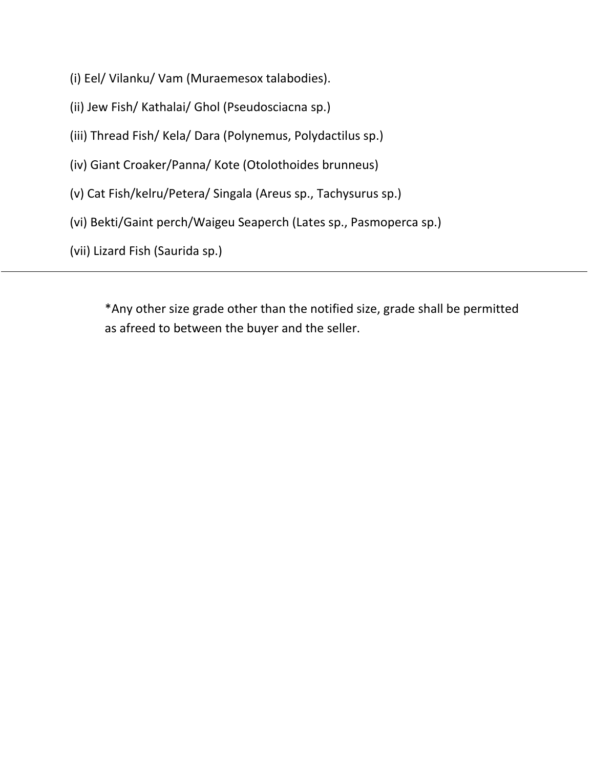(i) Eel/ Vilanku/ Vam (Muraemesox talabodies).

(ii) Jew Fish/ Kathalai/ Ghol (Pseudosciacna sp.)

(iii) Thread Fish/ Kela/ Dara (Polynemus, Polydactilus sp.)

(iv) Giant Croaker/Panna/ Kote (Otolothoides brunneus)

(v) Cat Fish/kelru/Petera/ Singala (Areus sp., Tachysurus sp.)

(vi) Bekti/Gaint perch/Waigeu Seaperch (Lates sp., Pasmoperca sp.)

(vii) Lizard Fish (Saurida sp.)

---

*Any other size grade other than the notified size, grade shall be permitted as afreed to between the buyer and the seller.